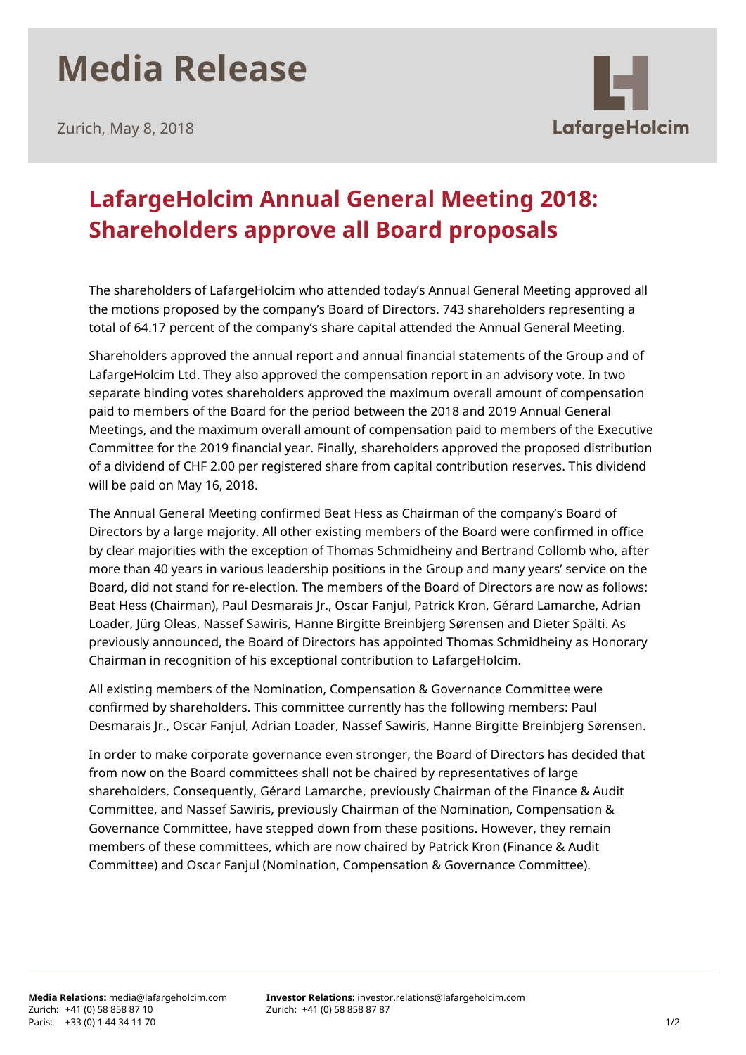# Media Release

Zurich, May 8, 2018

LafargeHolcim

## LafargeHolcim Annual General Meeting 2018: Shareholders approve all Board proposals

The shareholders of LafargeHolcim who attended today's Annual General Meeting approved all the motions proposed by the company's Board of Directors. 743 shareholders representing a total of 64.17 percent of the company's share capital attended the Annual General Meeting.

Shareholders approved the annual report and annual financial statements of the Group and of LafargeHolcim Ltd. They also approved the compensation report in an advisory vote. In two separate binding votes shareholders approved the maximum overall amount of compensation paid to members of the Board for the period between the 2018 and 2019 Annual General Meetings, and the maximum overall amount of compensation paid to members of the Executive Committee for the 2019 financial year. Finally, shareholders approved the proposed distribution of a dividend of CHF 2.00 per registered share from capital contribution reserves. This dividend will be paid on May 16, 2018.

The Annual General Meeting confirmed Beat Hess as Chairman of the company's Board of Directors by a large majority. All other existing members of the Board were confirmed in office by clear majorities with the exception of Thomas Schmidheiny and Bertrand Collomb who, after more than 40 years in various leadership positions in the Group and many years' service on the Board, did not stand for re-election. The members of the Board of Directors are now as follows: Beat Hess (Chairman), Paul Desmarais Jr., Oscar Fanjul, Patrick Kron, Gérard Lamarche, Adrian Loader, Jürg Oleas, Nassef Sawiris, Hanne Birgitte Breinbjerg Sørensen and Dieter Spälti. As previously announced, the Board of Directors has appointed Thomas Schmidheiny as Honorary Chairman in recognition of his exceptional contribution to LafargeHolcim.

All existing members of the Nomination, Compensation & Governance Committee were confirmed by shareholders. This committee currently has the following members: Paul Desmarais Jr., Oscar Fanjul, Adrian Loader, Nassef Sawiris, Hanne Birgitte Breinbjerg Sørensen.

In order to make corporate governance even stronger, the Board of Directors has decided that from now on the Board committees shall not be chaired by representatives of large shareholders. Consequently, Gérard Lamarche, previously Chairman of the Finance & Audit Committee, and Nassef Sawiris, previously Chairman of the Nomination, Compensation & Governance Committee, have stepped down from these positions. However, they remain members of these committees, which are now chaired by Patrick Kron (Finance & Audit Committee) and Oscar Fanjul (Nomination, Compensation & Governance Committee).

**Media Relations:** media@lafargeholcim.com
Zurich: +41 (0) 58 858 87 10
Paris: +33 (0) 1 44 34 11 70

**Investor Relations:** investor.relations@lafargeholcim.com
Zurich: +41 (0) 58 858 87 87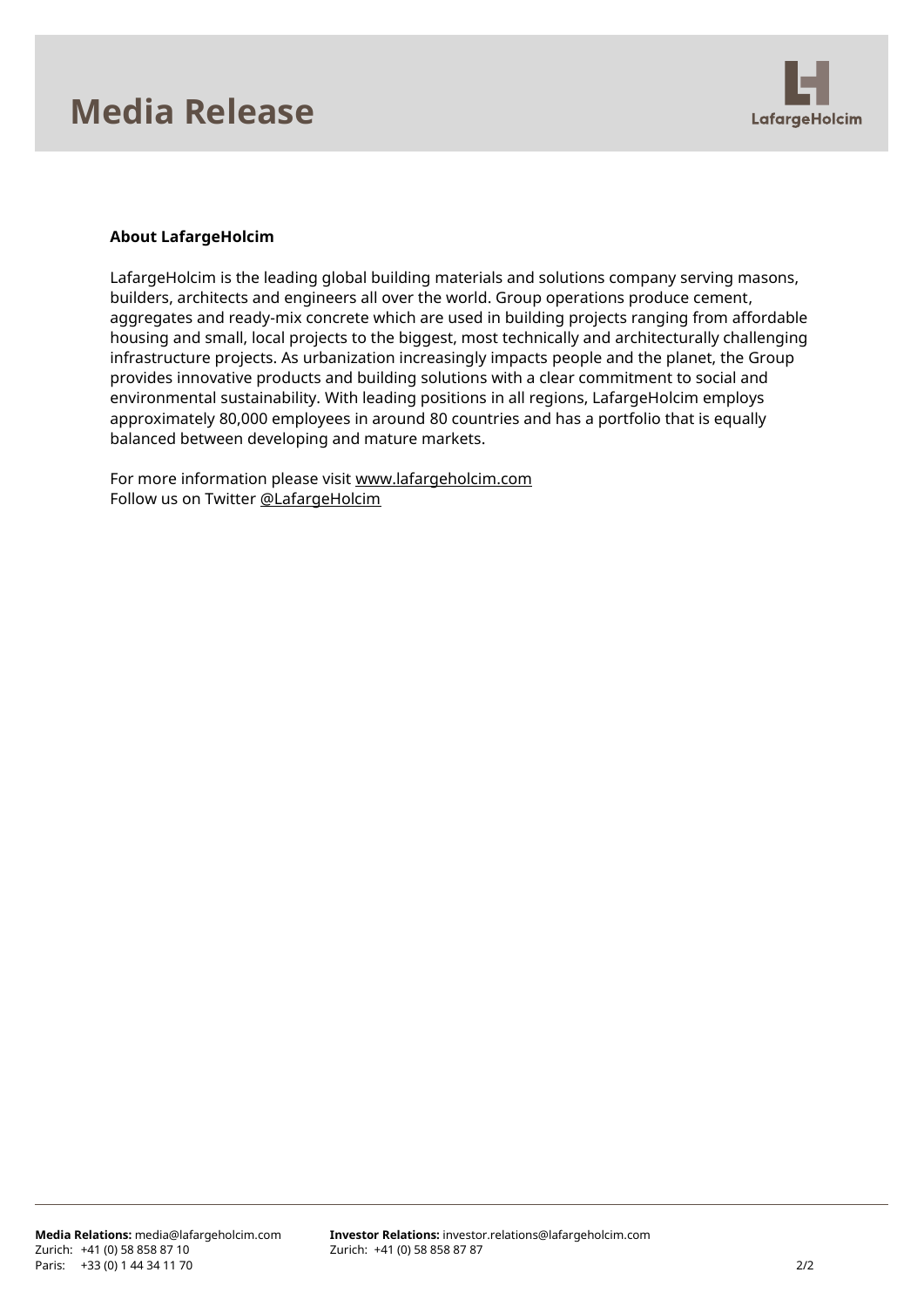**About LafargeHolcim**

LafargeHolcim is the leading global building materials and solutions company serving masons, builders, architects and engineers all over the world. Group operations produce cement, aggregates and ready-mix concrete which are used in building projects ranging from affordable housing and small, local projects to the biggest, most technically and architecturally challenging infrastructure projects. As urbanization increasingly impacts people and the planet, the Group provides innovative products and building solutions with a clear commitment to social and environmental sustainability. With leading positions in all regions, LafargeHolcim employs approximately 80,000 employees in around 80 countries and has a portfolio that is equally balanced between developing and mature markets.

For more information please visit www.lafargeholcim.com
Follow us on Twitter @LafargeHolcim

**Media Relations:** media@lafargeholcim.com
Zurich: +41 (0) 58 858 87 10
Paris: +33 (0) 1 44 34 11 70

**Investor Relations:** investor.relations@lafargeholcim.com
Zurich: +41 (0) 58 858 87 87